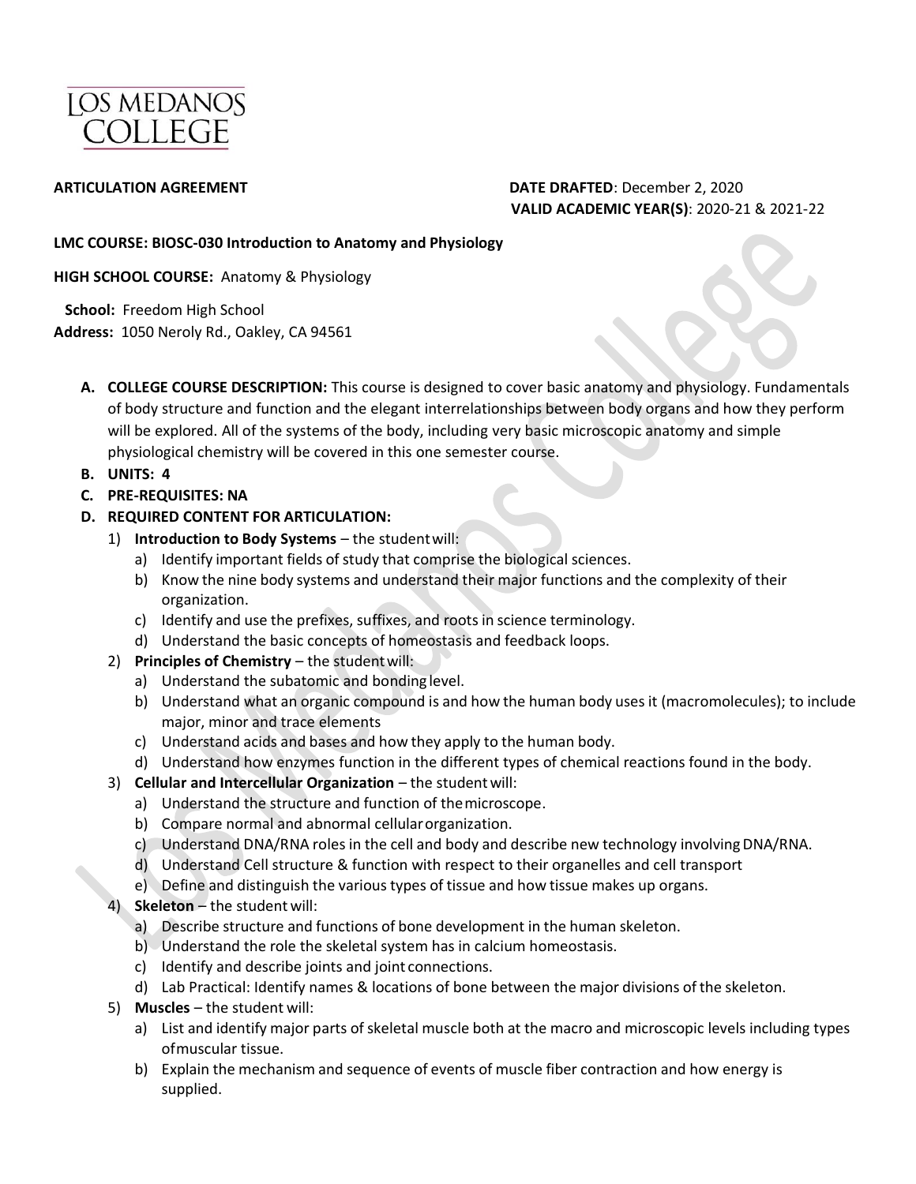LOS MEDANOS COLLEGE

**ARTICULATION AGREEMENT**

**DATE DRAFTED**: December 2, 2020
**VALID ACADEMIC YEAR(S)**: 2020-21 & 2021-22

**LMC COURSE: BIOSC-030 Introduction to Anatomy and Physiology**

**HIGH SCHOOL COURSE:** Anatomy & Physiology

**School:** Freedom High School
**Address:** 1050 Neroly Rd., Oakley, CA 94561

A. **COLLEGE COURSE DESCRIPTION:** This course is designed to cover basic anatomy and physiology. Fundamentals of body structure and function and the elegant interrelationships between body organs and how they perform will be explored. All of the systems of the body, including very basic microscopic anatomy and simple physiological chemistry will be covered in this one semester course.

B. **UNITS: 4**

C. **PRE-REQUISITES: NA**

D. **REQUIRED CONTENT FOR ARTICULATION:**

1) **Introduction to Body Systems** – the student will:
   a) Identify important fields of study that comprise the biological sciences.
   b) Know the nine body systems and understand their major functions and the complexity of their organization.
   c) Identify and use the prefixes, suffixes, and roots in science terminology.
   d) Understand the basic concepts of homeostasis and feedback loops.

2) **Principles of Chemistry** – the student will:
   a) Understand the subatomic and bonding level.
   b) Understand what an organic compound is and how the human body uses it (macromolecules); to include major, minor and trace elements
   c) Understand acids and bases and how they apply to the human body.
   d) Understand how enzymes function in the different types of chemical reactions found in the body.

3) **Cellular and Intercellular Organization** – the student will:
   a) Understand the structure and function of the microscope.
   b) Compare normal and abnormal cellular organization.
   c) Understand DNA/RNA roles in the cell and body and describe new technology involving DNA/RNA.
   d) Understand Cell structure & function with respect to their organelles and cell transport
   e) Define and distinguish the various types of tissue and how tissue makes up organs.

4) **Skeleton** – the student will:
   a) Describe structure and functions of bone development in the human skeleton.
   b) Understand the role the skeletal system has in calcium homeostasis.
   c) Identify and describe joints and joint connections.
   d) Lab Practical: Identify names & locations of bone between the major divisions of the skeleton.

5) **Muscles** – the student will:
   a) List and identify major parts of skeletal muscle both at the macro and microscopic levels including types of muscular tissue.
   b) Explain the mechanism and sequence of events of muscle fiber contraction and how energy is supplied.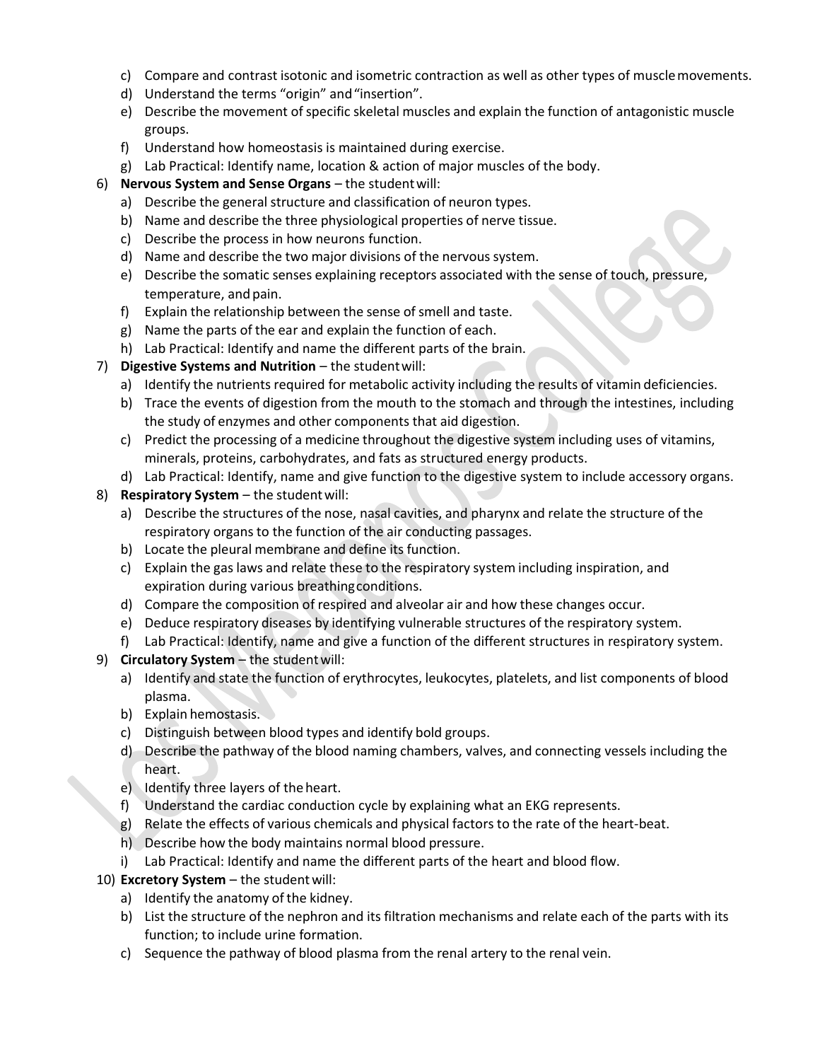c) Compare and contrast isotonic and isometric contraction as well as other types of muscle movements.
d) Understand the terms "origin" and "insertion".
e) Describe the movement of specific skeletal muscles and explain the function of antagonistic muscle groups.
f) Understand how homeostasis is maintained during exercise.
g) Lab Practical: Identify name, location & action of major muscles of the body.

6) **Nervous System and Sense Organs** – the student will:
   a) Describe the general structure and classification of neuron types.
   b) Name and describe the three physiological properties of nerve tissue.
   c) Describe the process in how neurons function.
   d) Name and describe the two major divisions of the nervous system.
   e) Describe the somatic senses explaining receptors associated with the sense of touch, pressure, temperature, and pain.
   f) Explain the relationship between the sense of smell and taste.
   g) Name the parts of the ear and explain the function of each.
   h) Lab Practical: Identify and name the different parts of the brain.

7) **Digestive Systems and Nutrition** – the student will:
   a) Identify the nutrients required for metabolic activity including the results of vitamin deficiencies.
   b) Trace the events of digestion from the mouth to the stomach and through the intestines, including the study of enzymes and other components that aid digestion.
   c) Predict the processing of a medicine throughout the digestive system including uses of vitamins, minerals, proteins, carbohydrates, and fats as structured energy products.
   d) Lab Practical: Identify, name and give function to the digestive system to include accessory organs.

8) **Respiratory System** – the student will:
   a) Describe the structures of the nose, nasal cavities, and pharynx and relate the structure of the respiratory organs to the function of the air conducting passages.
   b) Locate the pleural membrane and define its function.
   c) Explain the gas laws and relate these to the respiratory system including inspiration, and expiration during various breathing conditions.
   d) Compare the composition of respired and alveolar air and how these changes occur.
   e) Deduce respiratory diseases by identifying vulnerable structures of the respiratory system.
   f) Lab Practical: Identify, name and give a function of the different structures in respiratory system.

9) **Circulatory System** – the student will:
   a) Identify and state the function of erythrocytes, leukocytes, platelets, and list components of blood plasma.
   b) Explain hemostasis.
   c) Distinguish between blood types and identify bold groups.
   d) Describe the pathway of the blood naming chambers, valves, and connecting vessels including the heart.
   e) Identify three layers of the heart.
   f) Understand the cardiac conduction cycle by explaining what an EKG represents.
   g) Relate the effects of various chemicals and physical factors to the rate of the heart-beat.
   h) Describe how the body maintains normal blood pressure.
   i) Lab Practical: Identify and name the different parts of the heart and blood flow.

10) **Excretory System** – the student will:
    a) Identify the anatomy of the kidney.
    b) List the structure of the nephron and its filtration mechanisms and relate each of the parts with its function; to include urine formation.
    c) Sequence the pathway of blood plasma from the renal artery to the renal vein.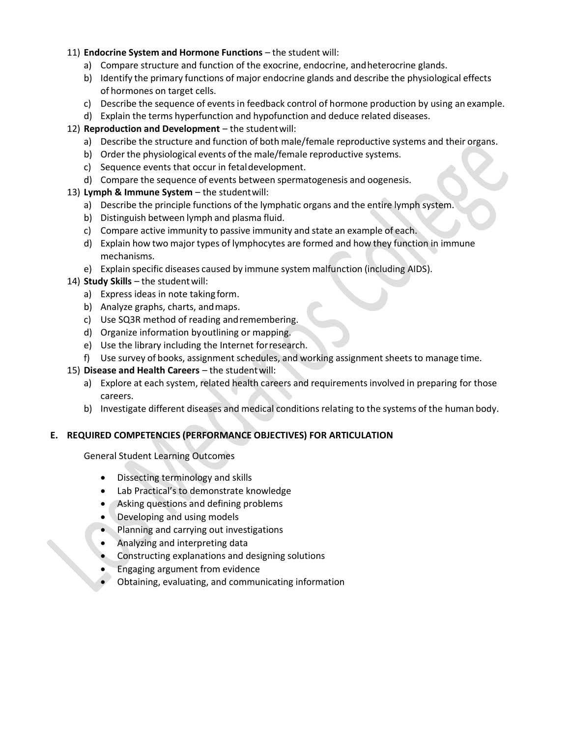11) **Endocrine System and Hormone Functions** – the student will:
    a) Compare structure and function of the exocrine, endocrine, and heterocrine glands.
    b) Identify the primary functions of major endocrine glands and describe the physiological effects of hormones on target cells.
    c) Describe the sequence of events in feedback control of hormone production by using an example.
    d) Explain the terms hyperfunction and hypofunction and deduce related diseases.
12) **Reproduction and Development** – the student will:
    a) Describe the structure and function of both male/female reproductive systems and their organs.
    b) Order the physiological events of the male/female reproductive systems.
    c) Sequence events that occur in fetal development.
    d) Compare the sequence of events between spermatogenesis and oogenesis.
13) **Lymph & Immune System** – the student will:
    a) Describe the principle functions of the lymphatic organs and the entire lymph system.
    b) Distinguish between lymph and plasma fluid.
    c) Compare active immunity to passive immunity and state an example of each.
    d) Explain how two major types of lymphocytes are formed and how they function in immune mechanisms.
    e) Explain specific diseases caused by immune system malfunction (including AIDS).
14) **Study Skills** – the student will:
    a) Express ideas in note taking form.
    b) Analyze graphs, charts, and maps.
    c) Use SQ3R method of reading and remembering.
    d) Organize information by outlining or mapping.
    e) Use the library including the Internet for research.
    f) Use survey of books, assignment schedules, and working assignment sheets to manage time.
15) **Disease and Health Careers** – the student will:
    a) Explore at each system, related health careers and requirements involved in preparing for those careers.
    b) Investigate different diseases and medical conditions relating to the systems of the human body.

## E. REQUIRED COMPETENCIES (PERFORMANCE OBJECTIVES) FOR ARTICULATION

General Student Learning Outcomes

- Dissecting terminology and skills
- Lab Practical's to demonstrate knowledge
- Asking questions and defining problems
- Developing and using models
- Planning and carrying out investigations
- Analyzing and interpreting data
- Constructing explanations and designing solutions
- Engaging argument from evidence
- Obtaining, evaluating, and communicating information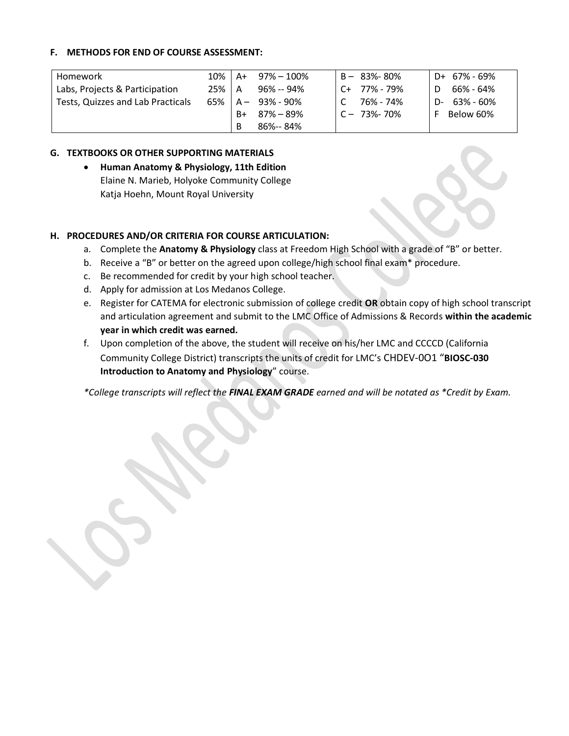**F. METHODS FOR END OF COURSE ASSESSMENT:**

| | | | | | |
|---|---|---|---|---|---|
| Homework | 10% | A+ 97% – 100% | B – 83%- 80% | D+ 67% - 69% |
| Labs, Projects & Participation | 25% | A 96% -- 94% | C+ 77% - 79% | D 66% - 64% |
| Tests, Quizzes and Lab Practicals | 65% | A – 93% - 90% | C 76% - 74% | D- 63% - 60% |
| | | B+ 87% – 89% | C – 73%- 70% | F Below 60% |
| | | B 86%-- 84% | | |

**G. TEXTBOOKS OR OTHER SUPPORTING MATERIALS**

- **Human Anatomy & Physiology, 11th Edition**
  Elaine N. Marieb, Holyoke Community College
  Katja Hoehn, Mount Royal University

**H. PROCEDURES AND/OR CRITERIA FOR COURSE ARTICULATION:**

a. Complete the **Anatomy & Physiology** class at Freedom High School with a grade of "B" or better.
b. Receive a "B" or better on the agreed upon college/high school final exam* procedure.
c. Be recommended for credit by your high school teacher.
d. Apply for admission at Los Medanos College.
e. Register for CATEMA for electronic submission of college credit **OR** obtain copy of high school transcript and articulation agreement and submit to the LMC Office of Admissions & Records **within the academic year in which credit was earned.**
f. Upon completion of the above, the student will receive on his/her LMC and CCCCD (California Community College District) transcripts the units of credit for LMC's CHDEV-0O1 "**BIOSC-030 Introduction to Anatomy and Physiology**" course.

*\*College transcripts will reflect the **FINAL EXAM GRADE** earned and will be notated as \*Credit by Exam.*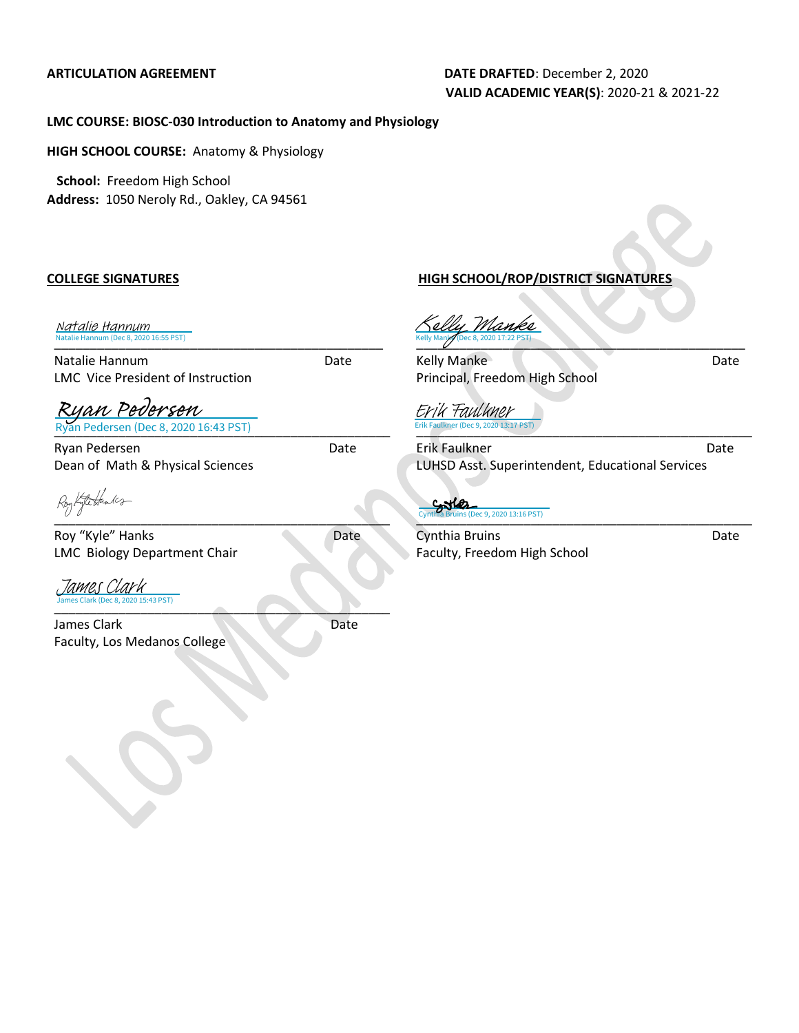**ARTICULATION AGREEMENT**

**DATE DRAFTED**: December 2, 2020

**VALID ACADEMIC YEAR(S)**: 2020-21 & 2021-22

**LMC COURSE: BIOSC-030 Introduction to Anatomy and Physiology**

**HIGH SCHOOL COURSE:** Anatomy & Physiology

**School:** Freedom High School

**Address:** 1050 Neroly Rd., Oakley, CA 94561

**COLLEGE SIGNATURES**

Natalie Hannum
Natalie Hannum (Dec 8, 2020 16:55 PST)

Natalie Hannum — Date
LMC Vice President of Instruction

Ryan Pedersen
Ryan Pedersen (Dec 8, 2020 16:43 PST)

Ryan Pedersen — Date
Dean of Math & Physical Sciences

Roy Kyle Hanks

Roy "Kyle" Hanks — Date
LMC Biology Department Chair

James Clark
James Clark (Dec 8, 2020 15:43 PST)

James Clark — Date
Faculty, Los Medanos College

**HIGH SCHOOL/ROP/DISTRICT SIGNATURES**

Kelly Manke
Kelly Manke (Dec 8, 2020 17:22 PST)

Kelly Manke — Date
Principal, Freedom High School

Erik Faulkner
Erik Faulkner (Dec 9, 2020 13:17 PST)

Erik Faulkner — Date
LUHSD Asst. Superintendent, Educational Services

Cynthia Bruins (Dec 9, 2020 13:16 PST)

Cynthia Bruins — Date
Faculty, Freedom High School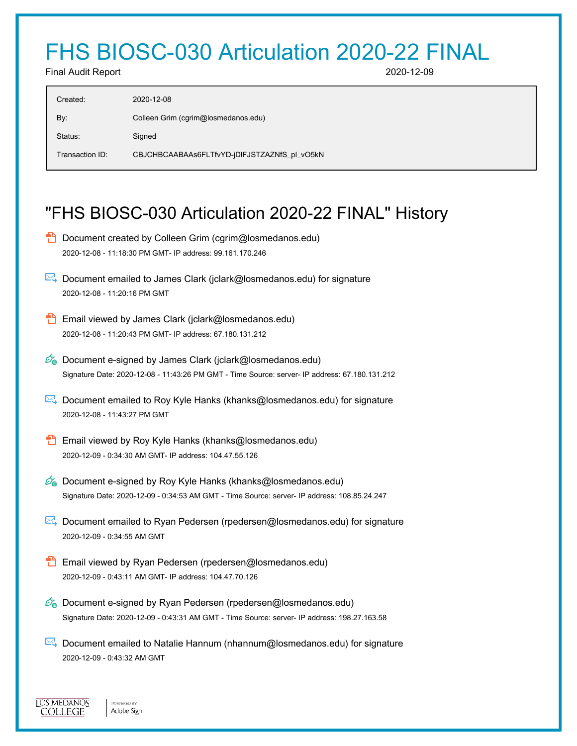# FHS BIOSC-030 Articulation 2020-22 FINAL

Final Audit Report 2020-12-09

| | |
|---|---|
| Created: | 2020-12-08 |
| By: | Colleen Grim (cgrim@losmedanos.edu) |
| Status: | Signed |
| Transaction ID: | CBJCHBCAABAAs6FLTfvYD-jDlFJSTZAZNfS_pl_vO5kN |

## "FHS BIOSC-030 Articulation 2020-22 FINAL" History

- Document created by Colleen Grim (cgrim@losmedanos.edu)
  2020-12-08 - 11:18:30 PM GMT- IP address: 99.161.170.246

- Document emailed to James Clark (jclark@losmedanos.edu) for signature
  2020-12-08 - 11:20:16 PM GMT

- Email viewed by James Clark (jclark@losmedanos.edu)
  2020-12-08 - 11:20:43 PM GMT- IP address: 67.180.131.212

- Document e-signed by James Clark (jclark@losmedanos.edu)
  Signature Date: 2020-12-08 - 11:43:26 PM GMT - Time Source: server- IP address: 67.180.131.212

- Document emailed to Roy Kyle Hanks (khanks@losmedanos.edu) for signature
  2020-12-08 - 11:43:27 PM GMT

- Email viewed by Roy Kyle Hanks (khanks@losmedanos.edu)
  2020-12-09 - 0:34:30 AM GMT- IP address: 104.47.55.126

- Document e-signed by Roy Kyle Hanks (khanks@losmedanos.edu)
  Signature Date: 2020-12-09 - 0:34:53 AM GMT - Time Source: server- IP address: 108.85.24.247

- Document emailed to Ryan Pedersen (rpedersen@losmedanos.edu) for signature
  2020-12-09 - 0:34:55 AM GMT

- Email viewed by Ryan Pedersen (rpedersen@losmedanos.edu)
  2020-12-09 - 0:43:11 AM GMT- IP address: 104.47.70.126

- Document e-signed by Ryan Pedersen (rpedersen@losmedanos.edu)
  Signature Date: 2020-12-09 - 0:43:31 AM GMT - Time Source: server- IP address: 198.27.163.58

- Document emailed to Natalie Hannum (nhannum@losmedanos.edu) for signature
  2020-12-09 - 0:43:32 AM GMT

LOS MEDANOS COLLEGE | POWERED BY Adobe Sign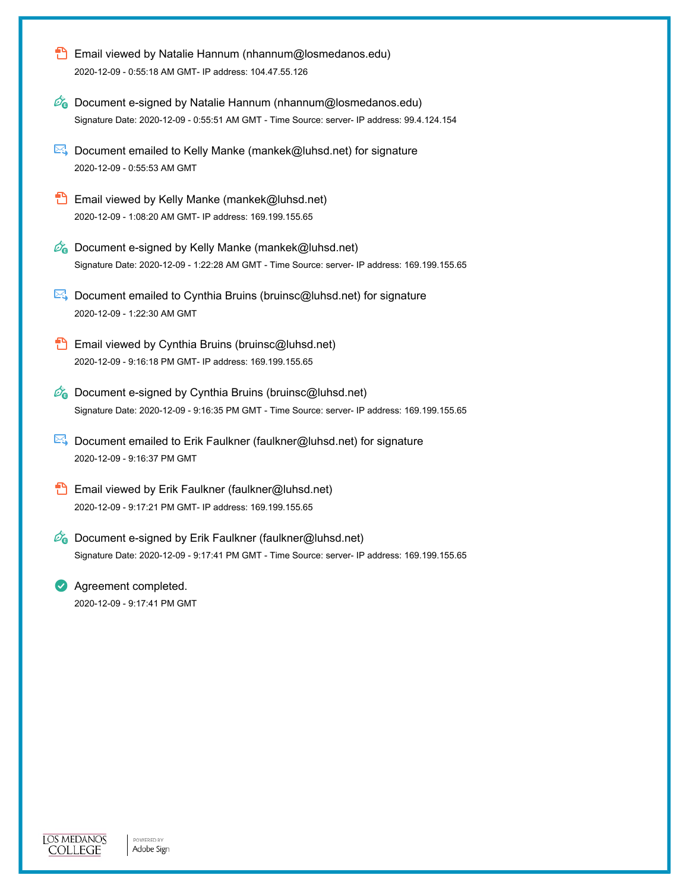Email viewed by Natalie Hannum (nhannum@losmedanos.edu)

2020-12-09 - 0:55:18 AM GMT- IP address: 104.47.55.126

Document e-signed by Natalie Hannum (nhannum@losmedanos.edu)

Signature Date: 2020-12-09 - 0:55:51 AM GMT - Time Source: server- IP address: 99.4.124.154

Document emailed to Kelly Manke (mankek@luhsd.net) for signature

2020-12-09 - 0:55:53 AM GMT

Email viewed by Kelly Manke (mankek@luhsd.net)

2020-12-09 - 1:08:20 AM GMT- IP address: 169.199.155.65

Document e-signed by Kelly Manke (mankek@luhsd.net)

Signature Date: 2020-12-09 - 1:22:28 AM GMT - Time Source: server- IP address: 169.199.155.65

Document emailed to Cynthia Bruins (bruinsc@luhsd.net) for signature

2020-12-09 - 1:22:30 AM GMT

Email viewed by Cynthia Bruins (bruinsc@luhsd.net)

2020-12-09 - 9:16:18 PM GMT- IP address: 169.199.155.65

Document e-signed by Cynthia Bruins (bruinsc@luhsd.net)

Signature Date: 2020-12-09 - 9:16:35 PM GMT - Time Source: server- IP address: 169.199.155.65

Document emailed to Erik Faulkner (faulkner@luhsd.net) for signature

2020-12-09 - 9:16:37 PM GMT

Email viewed by Erik Faulkner (faulkner@luhsd.net)

2020-12-09 - 9:17:21 PM GMT- IP address: 169.199.155.65

Document e-signed by Erik Faulkner (faulkner@luhsd.net)

Signature Date: 2020-12-09 - 9:17:41 PM GMT - Time Source: server- IP address: 169.199.155.65

Agreement completed.

2020-12-09 - 9:17:41 PM GMT